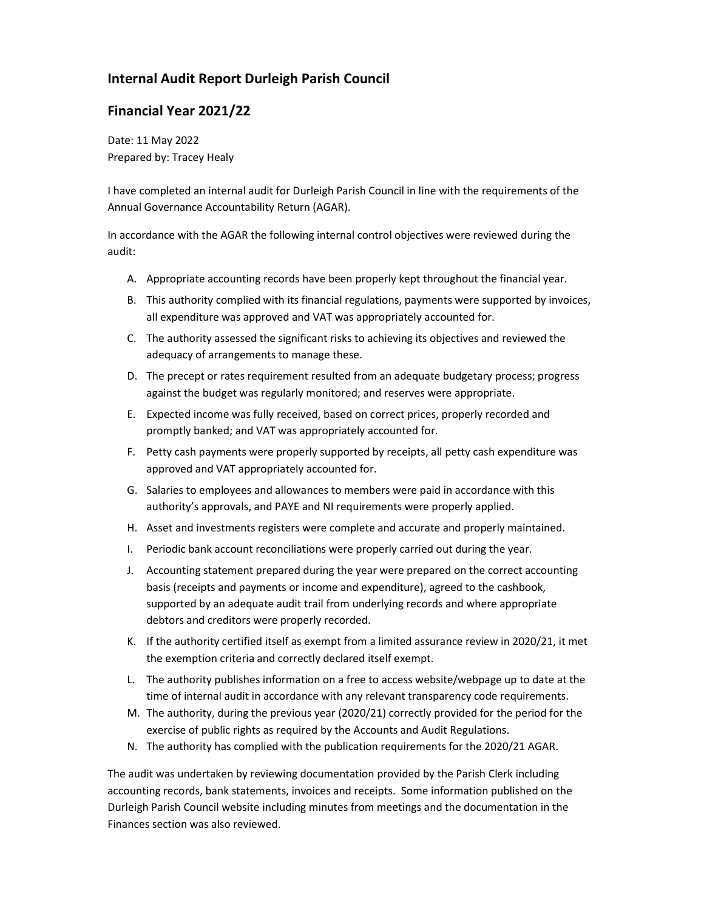## Internal Audit Report Durleigh Parish Council

## Financial Year 2021/22

Date: 11 May 2022
Prepared by: Tracey Healy

I have completed an internal audit for Durleigh Parish Council in line with the requirements of the Annual Governance Accountability Return (AGAR).

In accordance with the AGAR the following internal control objectives were reviewed during the audit:

A. Appropriate accounting records have been properly kept throughout the financial year.
B. This authority complied with its financial regulations, payments were supported by invoices, all expenditure was approved and VAT was appropriately accounted for.
C. The authority assessed the significant risks to achieving its objectives and reviewed the adequacy of arrangements to manage these.
D. The precept or rates requirement resulted from an adequate budgetary process; progress against the budget was regularly monitored; and reserves were appropriate.
E. Expected income was fully received, based on correct prices, properly recorded and promptly banked; and VAT was appropriately accounted for.
F. Petty cash payments were properly supported by receipts, all petty cash expenditure was approved and VAT appropriately accounted for.
G. Salaries to employees and allowances to members were paid in accordance with this authority's approvals, and PAYE and NI requirements were properly applied.
H. Asset and investments registers were complete and accurate and properly maintained.
I. Periodic bank account reconciliations were properly carried out during the year.
J. Accounting statement prepared during the year were prepared on the correct accounting basis (receipts and payments or income and expenditure), agreed to the cashbook, supported by an adequate audit trail from underlying records and where appropriate debtors and creditors were properly recorded.
K. If the authority certified itself as exempt from a limited assurance review in 2020/21, it met the exemption criteria and correctly declared itself exempt.
L. The authority publishes information on a free to access website/webpage up to date at the time of internal audit in accordance with any relevant transparency code requirements.
M. The authority, during the previous year (2020/21) correctly provided for the period for the exercise of public rights as required by the Accounts and Audit Regulations.
N. The authority has complied with the publication requirements for the 2020/21 AGAR.

The audit was undertaken by reviewing documentation provided by the Parish Clerk including accounting records, bank statements, invoices and receipts. Some information published on the Durleigh Parish Council website including minutes from meetings and the documentation in the Finances section was also reviewed.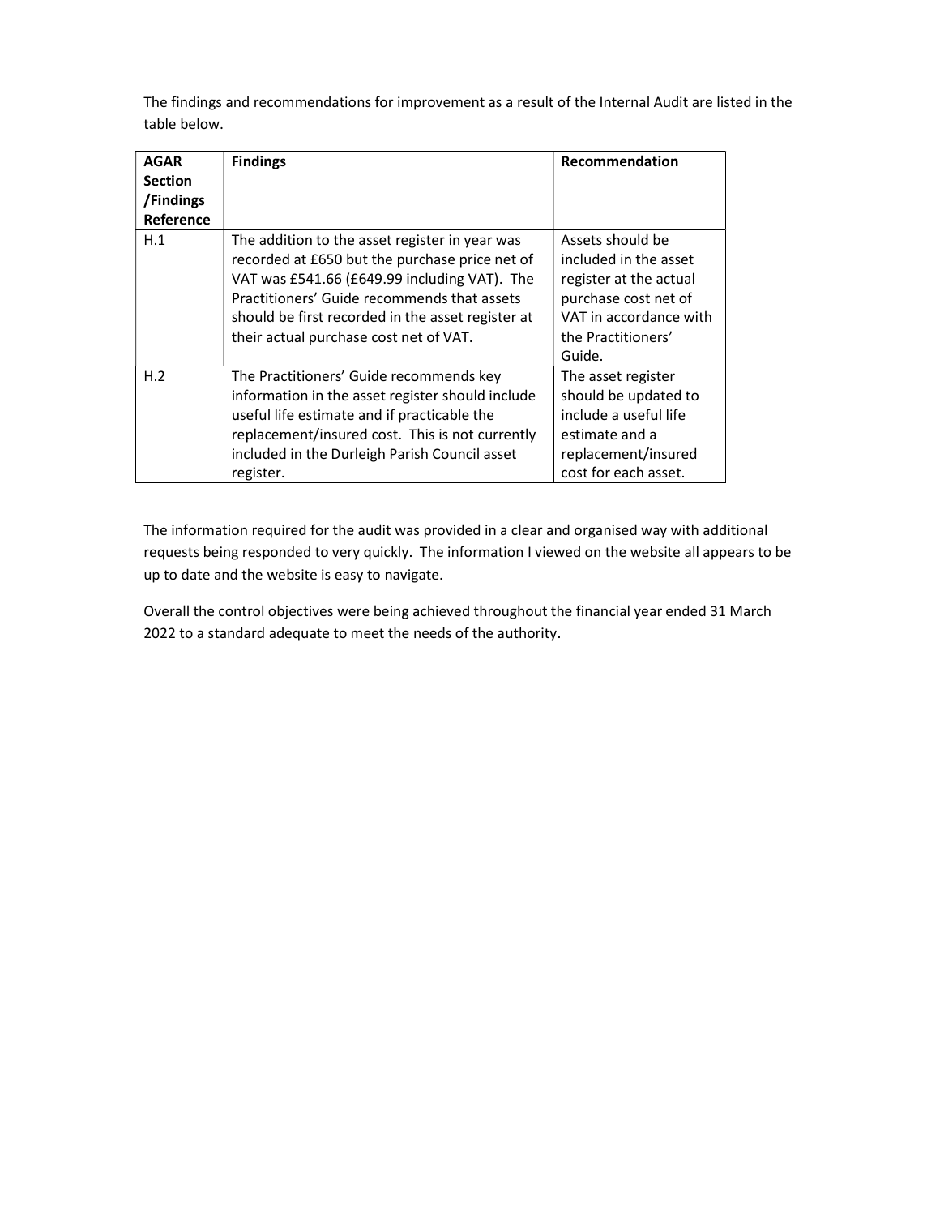The findings and recommendations for improvement as a result of the Internal Audit are listed in the table below.

| AGAR Section /Findings Reference | Findings | Recommendation |
| --- | --- | --- |
| H.1 | The addition to the asset register in year was recorded at £650 but the purchase price net of VAT was £541.66 (£649.99 including VAT). The Practitioners' Guide recommends that assets should be first recorded in the asset register at their actual purchase cost net of VAT. | Assets should be included in the asset register at the actual purchase cost net of VAT in accordance with the Practitioners' Guide. |
| H.2 | The Practitioners' Guide recommends key information in the asset register should include useful life estimate and if practicable the replacement/insured cost. This is not currently included in the Durleigh Parish Council asset register. | The asset register should be updated to include a useful life estimate and a replacement/insured cost for each asset. |

The information required for the audit was provided in a clear and organised way with additional requests being responded to very quickly. The information I viewed on the website all appears to be up to date and the website is easy to navigate.

Overall the control objectives were being achieved throughout the financial year ended 31 March 2022 to a standard adequate to meet the needs of the authority.